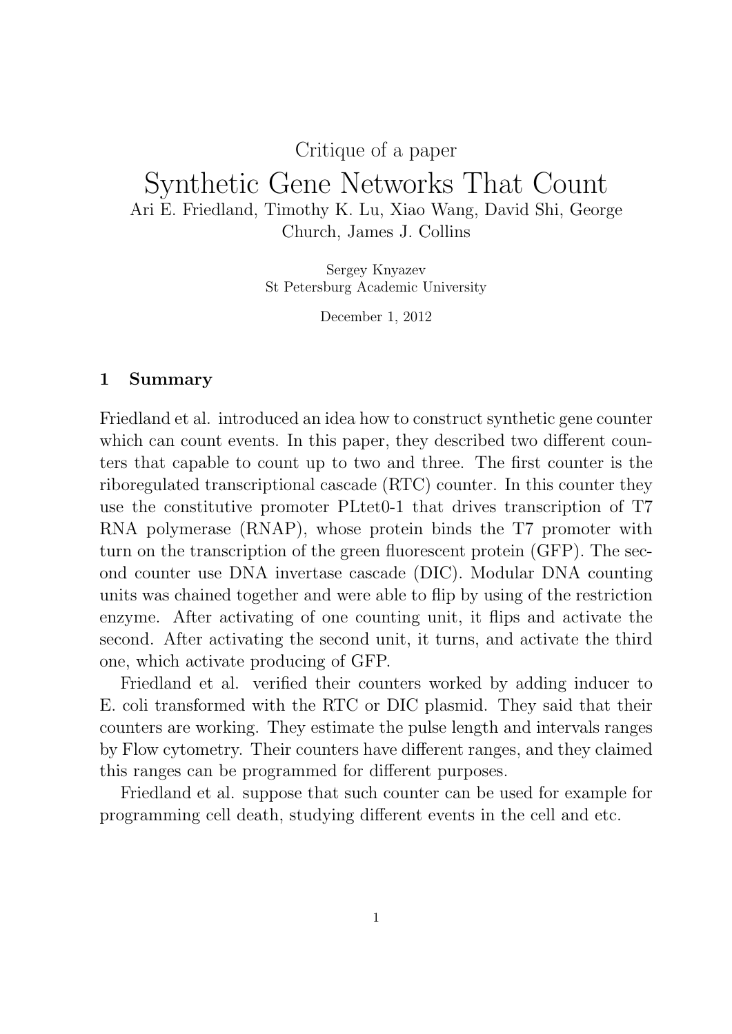Critique of a paper

# Synthetic Gene Networks That Count

Ari E. Friedland, Timothy K. Lu, Xiao Wang, David Shi, George Church, James J. Collins

Sergey Knyazev
St Petersburg Academic University

December 1, 2012

## 1 Summary

Friedland et al. introduced an idea how to construct synthetic gene counter which can count events. In this paper, they described two different counters that capable to count up to two and three. The first counter is the riboregulated transcriptional cascade (RTC) counter. In this counter they use the constitutive promoter PLtet0-1 that drives transcription of T7 RNA polymerase (RNAP), whose protein binds the T7 promoter with turn on the transcription of the green fluorescent protein (GFP). The second counter use DNA invertase cascade (DIC). Modular DNA counting units was chained together and were able to flip by using of the restriction enzyme. After activating of one counting unit, it flips and activate the second. After activating the second unit, it turns, and activate the third one, which activate producing of GFP.

Friedland et al. verified their counters worked by adding inducer to E. coli transformed with the RTC or DIC plasmid. They said that their counters are working. They estimate the pulse length and intervals ranges by Flow cytometry. Their counters have different ranges, and they claimed this ranges can be programmed for different purposes.

Friedland et al. suppose that such counter can be used for example for programming cell death, studying different events in the cell and etc.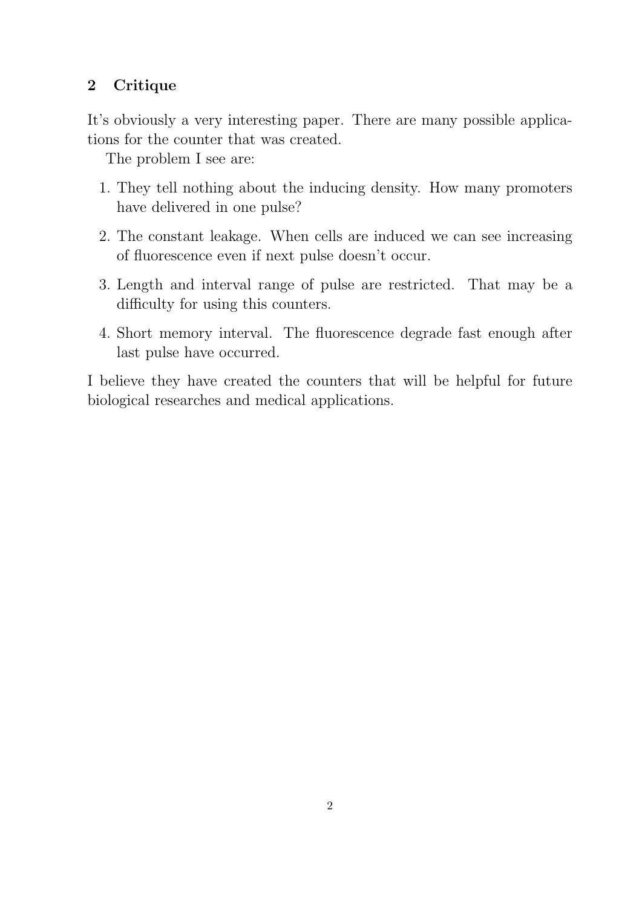## 2 Critique

It's obviously a very interesting paper. There are many possible applications for the counter that was created.

The problem I see are:

1. They tell nothing about the inducing density. How many promoters have delivered in one pulse?
2. The constant leakage. When cells are induced we can see increasing of fluorescence even if next pulse doesn't occur.
3. Length and interval range of pulse are restricted. That may be a difficulty for using this counters.
4. Short memory interval. The fluorescence degrade fast enough after last pulse have occurred.

I believe they have created the counters that will be helpful for future biological researches and medical applications.